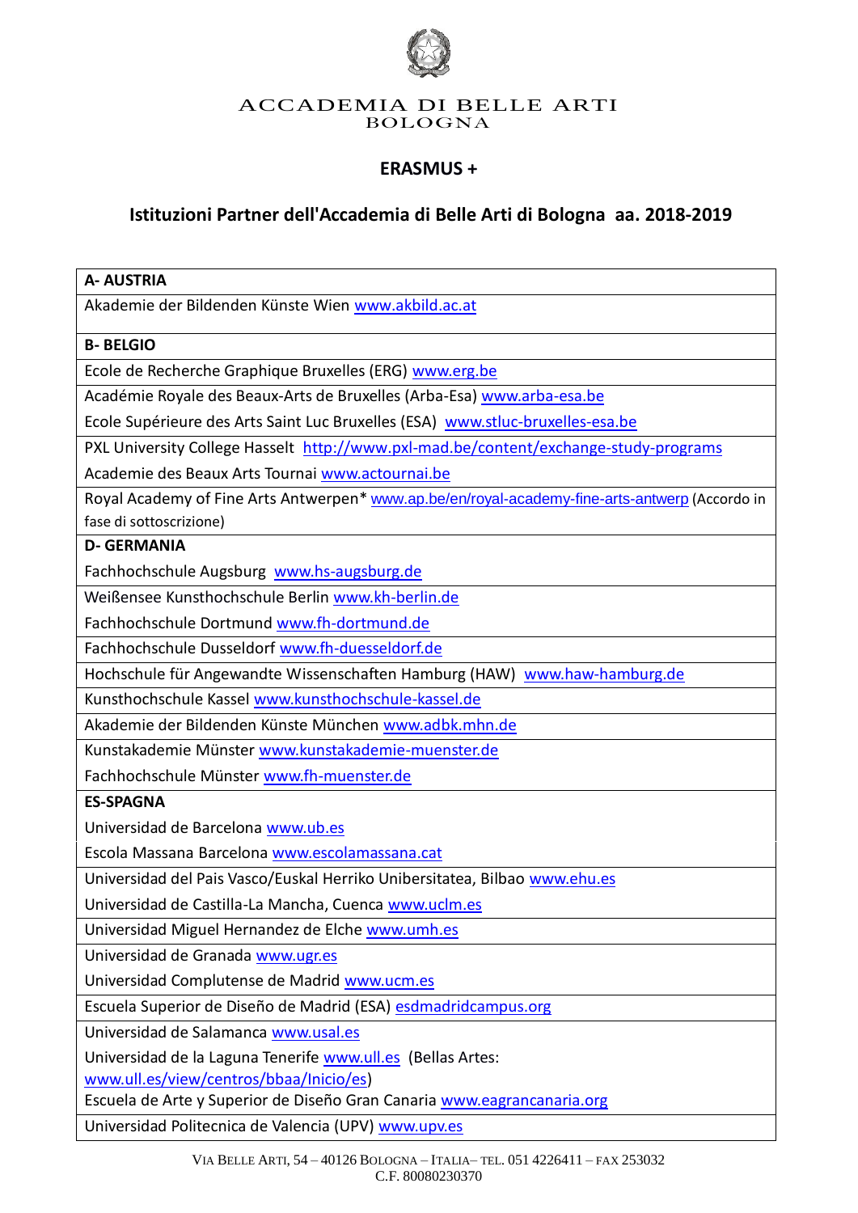ACCADEMIA DI BELLE ARTI
BOLOGNA

## ERASMUS +

## Istituzioni Partner dell'Accademia di Belle Arti di Bologna aa. 2018-2019

| **A- AUSTRIA** |
|---|
| Akademie der Bildenden Künste Wien www.akbild.ac.at |
| **B- BELGIO** |
| Ecole de Recherche Graphique Bruxelles (ERG) www.erg.be |
| Académie Royale des Beaux-Arts de Bruxelles (Arba-Esa) www.arba-esa.be<br>Ecole Supérieure des Arts Saint Luc Bruxelles (ESA) www.stluc-bruxelles-esa.be |
| PXL University College Hasselt http://www.pxl-mad.be/content/exchange-study-programs<br>Academie des Beaux Arts Tournai www.actournai.be |
| Royal Academy of Fine Arts Antwerpen* www.ap.be/en/royal-academy-fine-arts-antwerp (Accordo in fase di sottoscrizione) |
| **D- GERMANIA** |
| Fachhochschule Augsburg www.hs-augsburg.de |
| Weißensee Kunsthochschule Berlin www.kh-berlin.de<br>Fachhochschule Dortmund www.fh-dortmund.de |
| Fachhochschule Dusseldorf www.fh-duesseldorf.de |
| Hochschule für Angewandte Wissenschaften Hamburg (HAW) www.haw-hamburg.de |
| Kunsthochschule Kassel www.kunsthochschule-kassel.de |
| Akademie der Bildenden Künste München www.adbk.mhn.de |
| Kunstakademie Münster www.kunstakademie-muenster.de<br>Fachhochschule Münster www.fh-muenster.de |
| **ES-SPAGNA** |
| Universidad de Barcelona www.ub.es<br>Escola Massana Barcelona www.escolamassana.cat |
| Universidad del Pais Vasco/Euskal Herriko Unibersitatea, Bilbao www.ehu.es<br>Universidad de Castilla-La Mancha, Cuenca www.uclm.es |
| Universidad Miguel Hernandez de Elche www.umh.es |
| Universidad de Granada www.ugr.es<br>Universidad Complutense de Madrid www.ucm.es |
| Escuela Superior de Diseño de Madrid (ESA) esdmadridcampus.org |
| Universidad de Salamanca www.usal.es<br>Universidad de la Laguna Tenerife www.ull.es (Bellas Artes: www.ull.es/view/centros/bbaa/Inicio/es)<br>Escuela de Arte y Superior de Diseño Gran Canaria www.eagrancanaria.org |
| Universidad Politecnica de Valencia (UPV) www.upv.es |

VIA BELLE ARTI, 54 – 40126 BOLOGNA – ITALIA– TEL. 051 4226411 – FAX 253032
C.F. 80080230370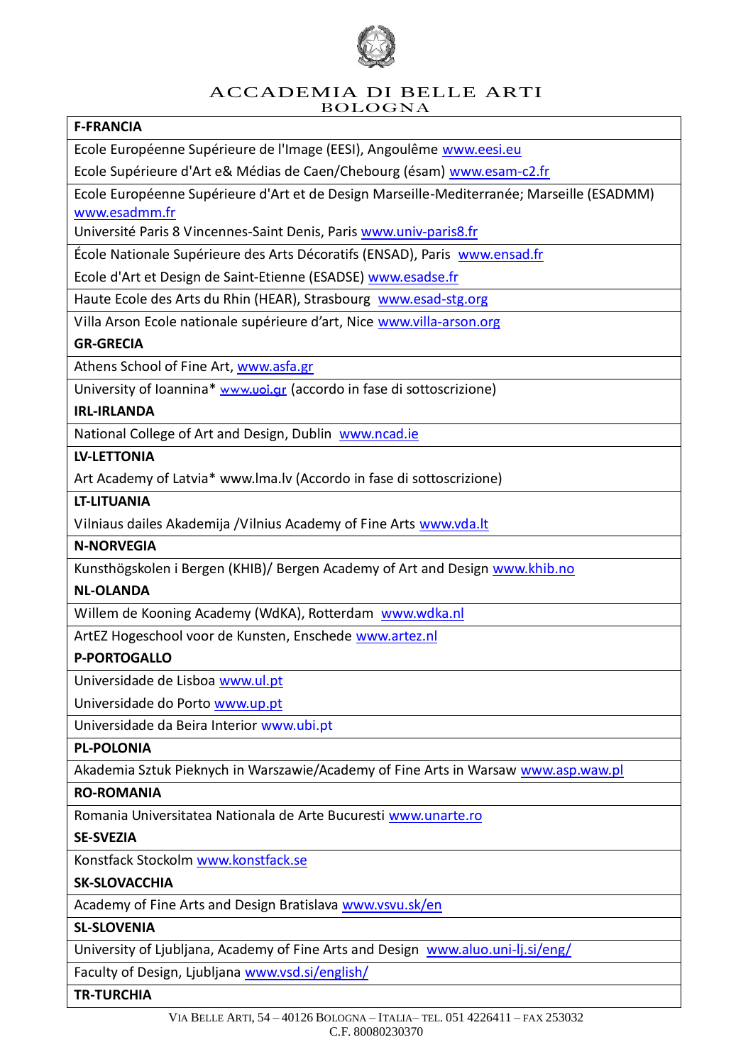| F-FRANCIA |
| --- |
| Ecole Européenne Supérieure de l'Image (EESI), Angoulême www.eesi.eu<br>Ecole Supérieure d'Art e& Médias de Caen/Chebourg (ésam) www.esam-c2.fr |
| Ecole Européenne Supérieure d'Art et de Design Marseille-Mediterranée; Marseille (ESADMM) www.esadmm.fr<br>Université Paris 8 Vincennes-Saint Denis, Paris www.univ-paris8.fr |
| École Nationale Supérieure des Arts Décoratifs (ENSAD), Paris www.ensad.fr<br>Ecole d'Art et Design de Saint-Etienne (ESADSE) www.esadse.fr |
| Haute Ecole des Arts du Rhin (HEAR), Strasbourg www.esad-stg.org |
| Villa Arson Ecole nationale supérieure d'art, Nice www.villa-arson.org<br>**GR-GRECIA** |
| Athens School of Fine Art, www.asfa.gr |
| University of Ioannina* www.uoi.gr (accordo in fase di sottoscrizione)<br>**IRL-IRLANDA** |
| National College of Art and Design, Dublin www.ncad.ie |
| **LV-LETTONIA**<br>Art Academy of Latvia* www.lma.lv (Accordo in fase di sottoscrizione) |
| **LT-LITUANIA**<br>Vilniaus dailes Akademija /Vilnius Academy of Fine Arts www.vda.lt |
| **N-NORVEGIA** |
| Kunsthögskolen i Bergen (KHIB)/ Bergen Academy of Art and Design www.khib.no<br>**NL-OLANDA** |
| Willem de Kooning Academy (WdKA), Rotterdam www.wdka.nl |
| ArtEZ Hogeschool voor de Kunsten, Enschede www.artez.nl<br>**P-PORTOGALLO** |
| Universidade de Lisboa www.ul.pt<br>Universidade do Porto www.up.pt |
| Universidade da Beira Interior www.ubi.pt |
| **PL-POLONIA** |
| Akademia Sztuk Pieknych in Warszawie/Academy of Fine Arts in Warsaw www.asp.waw.pl |
| **RO-ROMANIA** |
| Romania Universitatea Nationala de Arte Bucuresti www.unarte.ro<br>**SE-SVEZIA** |
| Konstfack Stockolm www.konstfack.se<br>**SK-SLOVACCHIA** |
| Academy of Fine Arts and Design Bratislava www.vsvu.sk/en |
| **SL-SLOVENIA** |
| University of Ljubljana, Academy of Fine Arts and Design www.aluo.uni-lj.si/eng/ |
| Faculty of Design, Ljubljana www.vsd.si/english/ |
| **TR-TURCHIA** |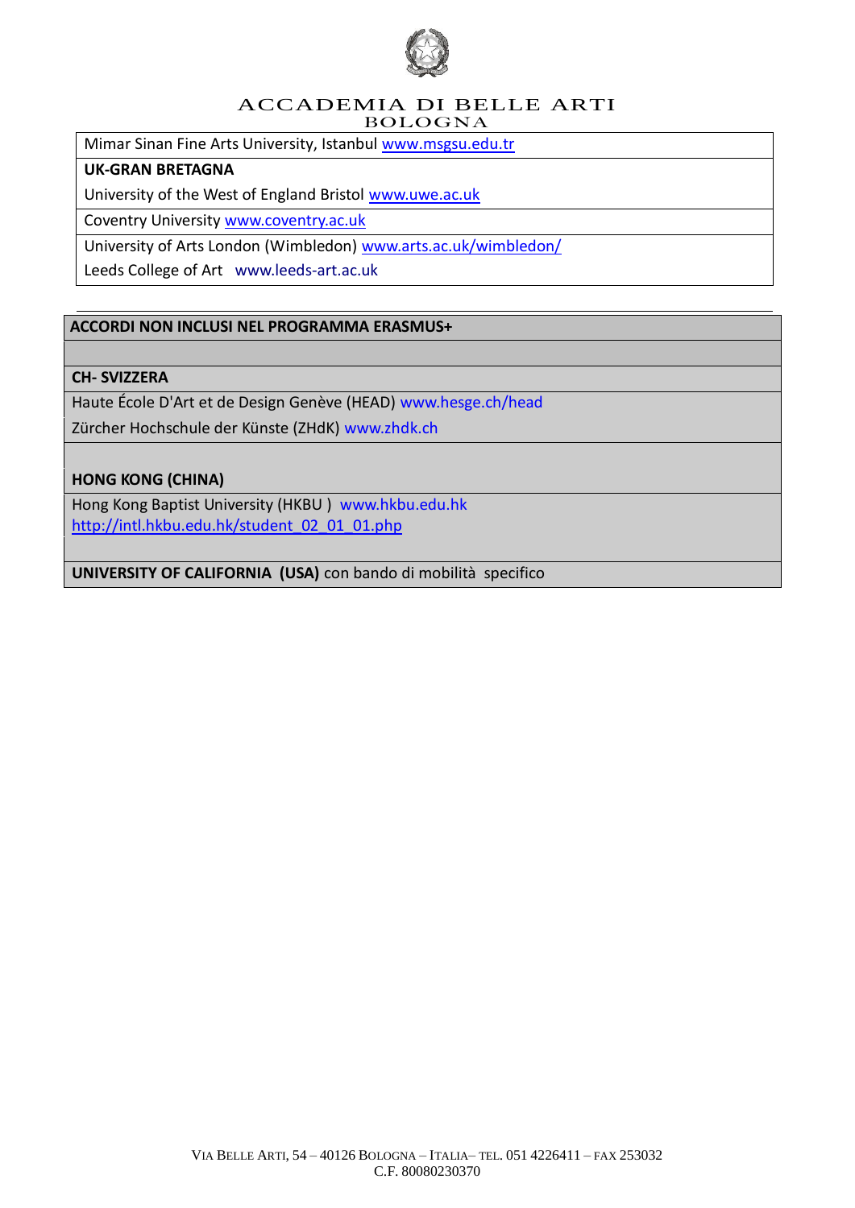ACCADEMIA DI BELLE ARTI
BOLOGNA

| |
|---|
| Mimar Sinan Fine Arts University, Istanbul www.msgsu.edu.tr |
| **UK-GRAN BRETAGNA** |
| University of the West of England Bristol www.uwe.ac.uk |
| Coventry University www.coventry.ac.uk |
| University of Arts London (Wimbledon) www.arts.ac.uk/wimbledon/<br>Leeds College of Art www.leeds-art.ac.uk |

| |
|---|
| **ACCORDI NON INCLUSI NEL PROGRAMMA ERASMUS+** |
| |
| **CH- SVIZZERA** |
| Haute École D'Art et de Design Genève (HEAD) www.hesge.ch/head<br>Zürcher Hochschule der Künste (ZHdK) www.zhdk.ch |
| **HONG KONG (CHINA)** |
| Hong Kong Baptist University (HKBU ) www.hkbu.edu.hk<br>http://intl.hkbu.edu.hk/student_02_01_01.php |
| **UNIVERSITY OF CALIFORNIA (USA)** con bando di mobilità specifico |